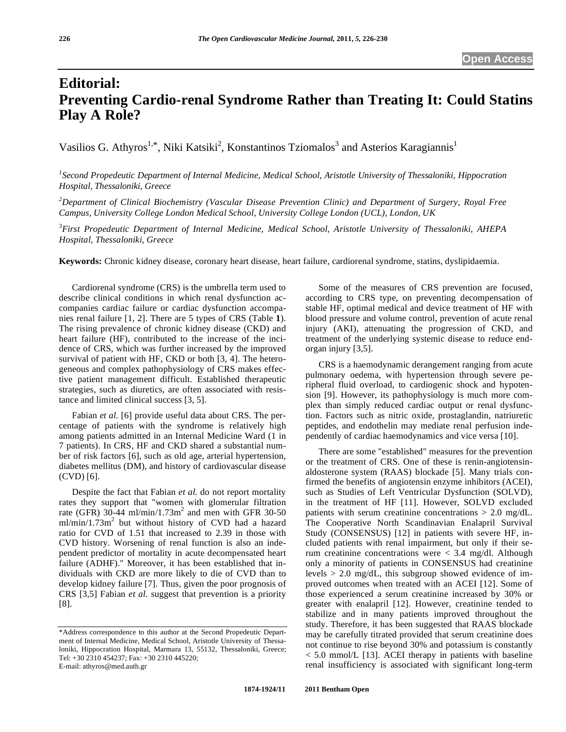# Editorial: Preventing Cardio-renal Syndrome Rather than Treating It: Could Statins Play A Role?

Vasilios G. Athyros[1,*], Niki Katsiki[2], Konstantinos Tziomalos[3] and Asterios Karagiannis[1]

[1]*Second Propedeutic Department of Internal Medicine, Medical School, Aristotle University of Thessaloniki, Hippocration Hospital, Thessaloniki, Greece*

[2]*Department of Clinical Biochemistry (Vascular Disease Prevention Clinic) and Department of Surgery, Royal Free Campus, University College London Medical School, University College London (UCL), London, UK*

[3]*First Propedeutic Department of Internal Medicine, Medical School, Aristotle University of Thessaloniki, AHEPA Hospital, Thessaloniki, Greece*

**Keywords:** Chronic kidney disease, coronary heart disease, heart failure, cardiorenal syndrome, statins, dyslipidaemia.

Cardiorenal syndrome (CRS) is the umbrella term used to describe clinical conditions in which renal dysfunction accompanies cardiac failure or cardiac dysfunction accompanies renal failure [1, 2]. There are 5 types of CRS (Table **1**). The rising prevalence of chronic kidney disease (CKD) and heart failure (HF), contributed to the increase of the incidence of CRS, which was further increased by the improved survival of patient with HF, CKD or both [3, 4]. The heterogeneous and complex pathophysiology of CRS makes effective patient management difficult. Established therapeutic strategies, such as diuretics, are often associated with resistance and limited clinical success [3, 5].

Fabian *et al.* [6] provide useful data about CRS. The percentage of patients with the syndrome is relatively high among patients admitted in an Internal Medicine Ward (1 in 7 patients). In CRS, HF and CKD shared a substantial number of risk factors [6], such as old age, arterial hypertension, diabetes mellitus (DM), and history of cardiovascular disease (CVD) [6].

Despite the fact that Fabian *et al.* do not report mortality rates they support that "women with glomerular filtration rate (GFR) 30-44 ml/min/1.73m$^2$ and men with GFR 30-50 ml/min/1.73m$^2$ but without history of CVD had a hazard ratio for CVD of 1.51 that increased to 2.39 in those with CVD history. Worsening of renal function is also an independent predictor of mortality in acute decompensated heart failure (ADHF)." Moreover, it has been established that individuals with CKD are more likely to die of CVD than to develop kidney failure [7]. Thus, given the poor prognosis of CRS [3,5] Fabian *et al.* suggest that prevention is a priority [8].

Some of the measures of CRS prevention are focused, according to CRS type, on preventing decompensation of stable HF, optimal medical and device treatment of HF with blood pressure and volume control, prevention of acute renal injury (AKI), attenuating the progression of CKD, and treatment of the underlying systemic disease to reduce end-organ injury [3,5].

CRS is a haemodynamic derangement ranging from acute pulmonary oedema, with hypertension through severe peripheral fluid overload, to cardiogenic shock and hypotension [9]. However, its pathophysiology is much more complex than simply reduced cardiac output or renal dysfunction. Factors such as nitric oxide, prostaglandin, natriuretic peptides, and endothelin may mediate renal perfusion independently of cardiac haemodynamics and vice versa [10].

There are some "established" measures for the prevention or the treatment of CRS. One of these is renin-angiotensin-aldosterone system (RAAS) blockade [5]. Many trials confirmed the benefits of angiotensin enzyme inhibitors (ACEI), such as Studies of Left Ventricular Dysfunction (SOLVD), in the treatment of HF [11]. However, SOLVD excluded patients with serum creatinine concentrations > 2.0 mg/dL. The Cooperative North Scandinavian Enalapril Survival Study (CONSENSUS) [12] in patients with severe HF, included patients with renal impairment, but only if their serum creatinine concentrations were < 3.4 mg/dl. Although only a minority of patients in CONSENSUS had creatinine levels > 2.0 mg/dL, this subgroup showed evidence of improved outcomes when treated with an ACEI [12]. Some of those experienced a serum creatinine increased by 30% or greater with enalapril [12]. However, creatinine tended to stabilize and in many patients improved throughout the study. Therefore, it has been suggested that RAAS blockade may be carefully titrated provided that serum creatinine does not continue to rise beyond 30% and potassium is constantly < 5.0 mmol/L [13]. ACEI therapy in patients with baseline renal insufficiency is associated with significant long-term

*Address correspondence to this author at the Second Propedeutic Department of Internal Medicine, Medical School, Aristotle University of Thessaloniki, Hippocration Hospital, Marmara 13, 55132, Thessaloniki, Greece; Tel: +30 2310 454237; Fax: +30 2310 445220; E-mail: athyros@med.auth.gr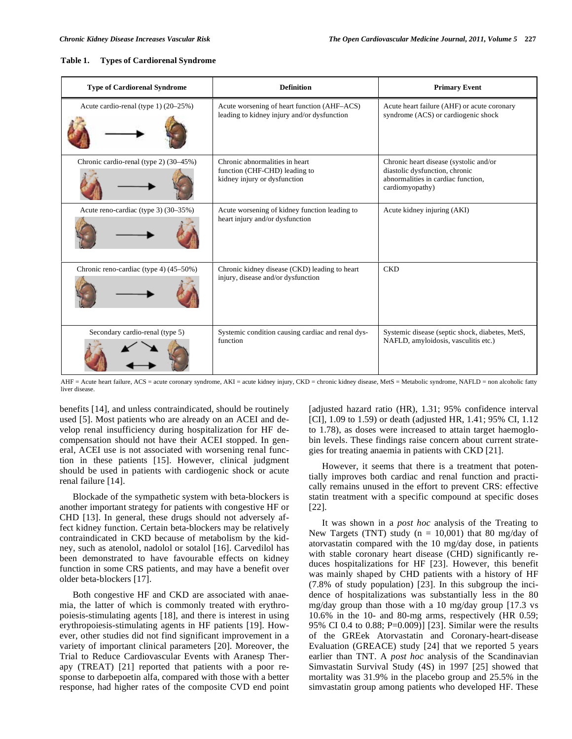**Table 1. Types of Cardiorenal Syndrome**

| Type of Cardiorenal Syndrome | Definition | Primary Event |
|---|---|---|
| Acute cardio-renal (type 1) (20–25%) | Acute worsening of heart function (AHF–ACS) leading to kidney injury and/or dysfunction | Acute heart failure (AHF) or acute coronary syndrome (ACS) or cardiogenic shock |
| Chronic cardio-renal (type 2) (30–45%) | Chronic abnormalities in heart function (CHF-CHD) leading to kidney injury or dysfunction | Chronic heart disease (systolic and/or diastolic dysfunction, chronic abnormalities in cardiac function, cardiomyopathy) |
| Acute reno-cardiac (type 3) (30–35%) | Acute worsening of kidney function leading to heart injury and/or dysfunction | Acute kidney injuring (AKI) |
| Chronic reno-cardiac (type 4) (45–50%) | Chronic kidney disease (CKD) leading to heart injury, disease and/or dysfunction | CKD |
| Secondary cardio-renal (type 5) | Systemic condition causing cardiac and renal dys-function | Systemic disease (septic shock, diabetes, MetS, NAFLD, amyloidosis, vasculitis etc.) |

AHF = Acute heart failure, ACS = acute coronary syndrome, AKI = acute kidney injury, CKD = chronic kidney disease, MetS = Metabolic syndrome, NAFLD = non alcoholic fatty liver disease.

benefits [14], and unless contraindicated, should be routinely used [5]. Most patients who are already on an ACEI and develop renal insufficiency during hospitalization for HF decompensation should not have their ACEI stopped. In general, ACEI use is not associated with worsening renal function in these patients [15]. However, clinical judgment should be used in patients with cardiogenic shock or acute renal failure [14].

Blockade of the sympathetic system with beta-blockers is another important strategy for patients with congestive HF or CHD [13]. In general, these drugs should not adversely affect kidney function. Certain beta-blockers may be relatively contraindicated in CKD because of metabolism by the kidney, such as atenolol, nadolol or sotalol [16]. Carvedilol has been demonstrated to have favourable effects on kidney function in some CRS patients, and may have a benefit over older beta-blockers [17].

Both congestive HF and CKD are associated with anaemia, the latter of which is commonly treated with erythropoiesis-stimulating agents [18], and there is interest in using erythropoiesis-stimulating agents in HF patients [19]. However, other studies did not find significant improvement in a variety of important clinical parameters [20]. Moreover, the Trial to Reduce Cardiovascular Events with Aranesp Therapy (TREAT) [21] reported that patients with a poor response to darbepoetin alfa, compared with those with a better response, had higher rates of the composite CVD end point [adjusted hazard ratio (HR), 1.31; 95% confidence interval [CI], 1.09 to 1.59) or death (adjusted HR, 1.41; 95% CI, 1.12 to 1.78), as doses were increased to attain target haemoglobin levels. These findings raise concern about current strategies for treating anaemia in patients with CKD [21].

However, it seems that there is a treatment that potentially improves both cardiac and renal function and practically remains unused in the effort to prevent CRS: effective statin treatment with a specific compound at specific doses [22].

It was shown in a *post hoc* analysis of the Treating to New Targets (TNT) study (n = 10,001) that 80 mg/day of atorvastatin compared with the 10 mg/day dose, in patients with stable coronary heart disease (CHD) significantly reduces hospitalizations for HF [23]. However, this benefit was mainly shaped by CHD patients with a history of HF (7.8% of study population) [23]. In this subgroup the incidence of hospitalizations was substantially less in the 80 mg/day group than those with a 10 mg/day group [17.3 vs 10.6% in the 10- and 80-mg arms, respectively (HR 0.59; 95% CI 0.4 to 0.88; P=0.009)] [23]. Similar were the results of the GREek Atorvastatin and Coronary-heart-disease Evaluation (GREACE) study [24] that we reported 5 years earlier than TNT. A *post hoc* analysis of the Scandinavian Simvastatin Survival Study (4S) in 1997 [25] showed that mortality was 31.9% in the placebo group and 25.5% in the simvastatin group among patients who developed HF. These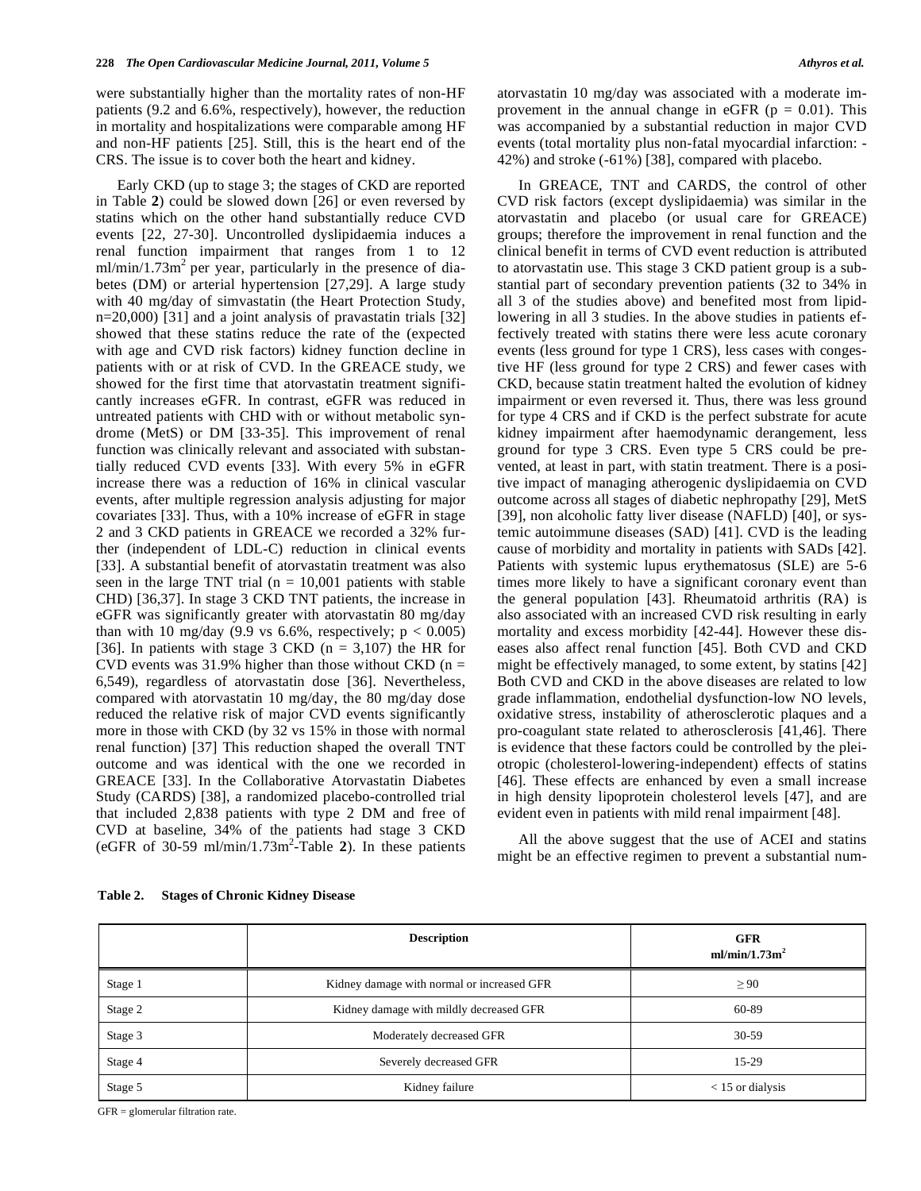were substantially higher than the mortality rates of non-HF patients (9.2 and 6.6%, respectively), however, the reduction in mortality and hospitalizations were comparable among HF and non-HF patients [25]. Still, this is the heart end of the CRS. The issue is to cover both the heart and kidney.

Early CKD (up to stage 3; the stages of CKD are reported in Table **2**) could be slowed down [26] or even reversed by statins which on the other hand substantially reduce CVD events [22, 27-30]. Uncontrolled dyslipidaemia induces a renal function impairment that ranges from 1 to 12 ml/min/1.73m$^2$ per year, particularly in the presence of diabetes (DM) or arterial hypertension [27,29]. A large study with 40 mg/day of simvastatin (the Heart Protection Study, n=20,000) [31] and a joint analysis of pravastatin trials [32] showed that these statins reduce the rate of the (expected with age and CVD risk factors) kidney function decline in patients with or at risk of CVD. In the GREACE study, we showed for the first time that atorvastatin treatment significantly increases eGFR. In contrast, eGFR was reduced in untreated patients with CHD with or without metabolic syndrome (MetS) or DM [33-35]. This improvement of renal function was clinically relevant and associated with substantially reduced CVD events [33]. With every 5% in eGFR increase there was a reduction of 16% in clinical vascular events, after multiple regression analysis adjusting for major covariates [33]. Thus, with a 10% increase of eGFR in stage 2 and 3 CKD patients in GREACE we recorded a 32% further (independent of LDL-C) reduction in clinical events [33]. A substantial benefit of atorvastatin treatment was also seen in the large TNT trial (n = 10,001 patients with stable CHD) [36,37]. In stage 3 CKD TNT patients, the increase in eGFR was significantly greater with atorvastatin 80 mg/day than with 10 mg/day (9.9 vs 6.6%, respectively; $p < 0.005$) [36]. In patients with stage 3 CKD (n = 3,107) the HR for CVD events was 31.9% higher than those without CKD (n = 6,549), regardless of atorvastatin dose [36]. Nevertheless, compared with atorvastatin 10 mg/day, the 80 mg/day dose reduced the relative risk of major CVD events significantly more in those with CKD (by 32 vs 15% in those with normal renal function) [37] This reduction shaped the overall TNT outcome and was identical with the one we recorded in GREACE [33]. In the Collaborative Atorvastatin Diabetes Study (CARDS) [38], a randomized placebo-controlled trial that included 2,838 patients with type 2 DM and free of CVD at baseline, 34% of the patients had stage 3 CKD (eGFR of 30-59 ml/min/1.73m$^2$-Table **2**). In these patients atorvastatin 10 mg/day was associated with a moderate improvement in the annual change in eGFR ($p = 0.01$). This was accompanied by a substantial reduction in major CVD events (total mortality plus non-fatal myocardial infarction: -42%) and stroke (-61%) [38], compared with placebo.

In GREACE, TNT and CARDS, the control of other CVD risk factors (except dyslipidaemia) was similar in the atorvastatin and placebo (or usual care for GREACE) groups; therefore the improvement in renal function and the clinical benefit in terms of CVD event reduction is attributed to atorvastatin use. This stage 3 CKD patient group is a substantial part of secondary prevention patients (32 to 34% in all 3 of the studies above) and benefited most from lipid-lowering in all 3 studies. In the above studies in patients effectively treated with statins there were less acute coronary events (less ground for type 1 CRS), less cases with congestive HF (less ground for type 2 CRS) and fewer cases with CKD, because statin treatment halted the evolution of kidney impairment or even reversed it. Thus, there was less ground for type 4 CRS and if CKD is the perfect substrate for acute kidney impairment after haemodynamic derangement, less ground for type 3 CRS. Even type 5 CRS could be prevented, at least in part, with statin treatment. There is a positive impact of managing atherogenic dyslipidaemia on CVD outcome across all stages of diabetic nephropathy [29], MetS [39], non alcoholic fatty liver disease (NAFLD) [40], or systemic autoimmune diseases (SAD) [41]. CVD is the leading cause of morbidity and mortality in patients with SADs [42]. Patients with systemic lupus erythematosus (SLE) are 5-6 times more likely to have a significant coronary event than the general population [43]. Rheumatoid arthritis (RA) is also associated with an increased CVD risk resulting in early mortality and excess morbidity [42-44]. However these diseases also affect renal function [45]. Both CVD and CKD might be effectively managed, to some extent, by statins [42] Both CVD and CKD in the above diseases are related to low grade inflammation, endothelial dysfunction-low NO levels, oxidative stress, instability of atherosclerotic plaques and a pro-coagulant state related to atherosclerosis [41,46]. There is evidence that these factors could be controlled by the pleiotropic (cholesterol-lowering-independent) effects of statins [46]. These effects are enhanced by even a small increase in high density lipoprotein cholesterol levels [47], and are evident even in patients with mild renal impairment [48].

All the above suggest that the use of ACEI and statins might be an effective regimen to prevent a substantial num-

**Table 2. Stages of Chronic Kidney Disease**

| | Description | GFR ml/min/1.73m$^2$ |
|---|---|---|
| Stage 1 | Kidney damage with normal or increased GFR | $\geq 90$ |
| Stage 2 | Kidney damage with mildly decreased GFR | 60-89 |
| Stage 3 | Moderately decreased GFR | 30-59 |
| Stage 4 | Severely decreased GFR | 15-29 |
| Stage 5 | Kidney failure | < 15 or dialysis |

GFR = glomerular filtration rate.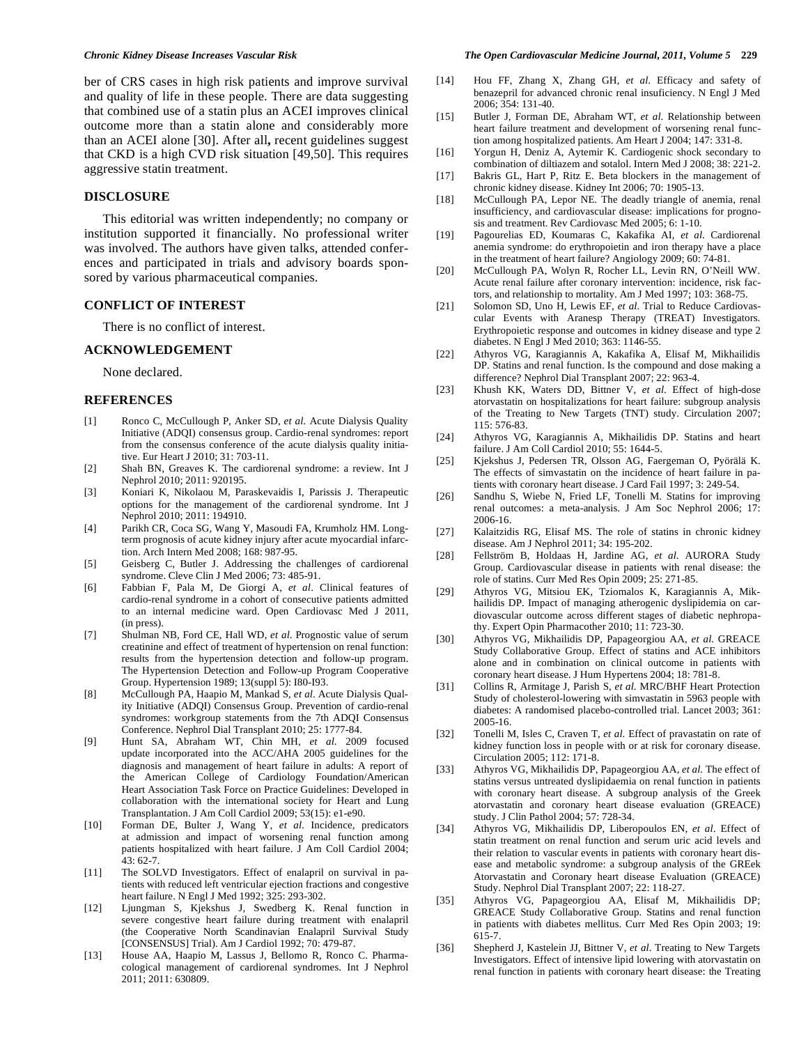ber of CRS cases in high risk patients and improve survival and quality of life in these people. There are data suggesting that combined use of a statin plus an ACEI improves clinical outcome more than a statin alone and considerably more than an ACEI alone [30]. After all**,** recent guidelines suggest that CKD is a high CVD risk situation [49,50]. This requires aggressive statin treatment.

## DISCLOSURE

This editorial was written independently; no company or institution supported it financially. No professional writer was involved. The authors have given talks, attended conferences and participated in trials and advisory boards sponsored by various pharmaceutical companies.

## CONFLICT OF INTEREST

There is no conflict of interest.

## ACKNOWLEDGEMENT

None declared.

## REFERENCES

[1] Ronco C, McCullough P, Anker SD, *et al.* Acute Dialysis Quality Initiative (ADQI) consensus group. Cardio-renal syndromes: report from the consensus conference of the acute dialysis quality initiative. Eur Heart J 2010; 31: 703-11.

[2] Shah BN, Greaves K. The cardiorenal syndrome: a review. Int J Nephrol 2010; 2011: 920195.

[3] Koniari K, Nikolaou M, Paraskevaidis I, Parissis J. Therapeutic options for the management of the cardiorenal syndrome. Int J Nephrol 2010; 2011: 194910.

[4] Parikh CR, Coca SG, Wang Y, Masoudi FA, Krumholz HM. Long-term prognosis of acute kidney injury after acute myocardial infarction. Arch Intern Med 2008; 168: 987-95.

[5] Geisberg C, Butler J. Addressing the challenges of cardiorenal syndrome. Cleve Clin J Med 2006; 73: 485-91.

[6] Fabbian F, Pala M, De Giorgi A, *et al*. Clinical features of cardio-renal syndrome in a cohort of consecutive patients admitted to an internal medicine ward. Open Cardiovasc Med J 2011, (in press).

[7] Shulman NB, Ford CE, Hall WD, *et al.* Prognostic value of serum creatinine and effect of treatment of hypertension on renal function: results from the hypertension detection and follow-up program. The Hypertension Detection and Follow-up Program Cooperative Group. Hypertension 1989; 13(suppl 5): I80-I93.

[8] McCullough PA, Haapio M, Mankad S, *et al*. Acute Dialysis Quality Initiative (ADQI) Consensus Group. Prevention of cardio-renal syndromes: workgroup statements from the 7th ADQI Consensus Conference. Nephrol Dial Transplant 2010; 25: 1777-84.

[9] Hunt SA, Abraham WT, Chin MH, *et al.* 2009 focused update incorporated into the ACC/AHA 2005 guidelines for the diagnosis and management of heart failure in adults: A report of the American College of Cardiology Foundation/American Heart Association Task Force on Practice Guidelines: Developed in collaboration with the international society for Heart and Lung Transplantation. J Am Coll Cardiol 2009; 53(15): e1-e90.

[10] Forman DE, Bulter J, Wang Y, *et al.* Incidence, predicators at admission and impact of worsening renal function among patients hospitalized with heart failure. J Am Coll Cardiol 2004; 43: 62-7.

[11] The SOLVD Investigators. Effect of enalapril on survival in patients with reduced left ventricular ejection fractions and congestive heart failure. N Engl J Med 1992; 325: 293-302.

[12] Ljungman S, Kjekshus J, Swedberg K. Renal function in severe congestive heart failure during treatment with enalapril (the Cooperative North Scandinavian Enalapril Survival Study [CONSENSUS] Trial). Am J Cardiol 1992; 70: 479-87.

[13] House AA, Haapio M, Lassus J, Bellomo R, Ronco C. Pharmacological management of cardiorenal syndromes. Int J Nephrol 2011; 2011: 630809.

[14] Hou FF, Zhang X, Zhang GH, *et al.* Efficacy and safety of benazepril for advanced chronic renal insuficiency. N Engl J Med 2006; 354: 131-40.

[15] Butler J, Forman DE, Abraham WT, *et al.* Relationship between heart failure treatment and development of worsening renal function among hospitalized patients. Am Heart J 2004; 147: 331-8.

[16] Yorgun H, Deniz A, Aytemir K. Cardiogenic shock secondary to combination of diltiazem and sotalol. Intern Med J 2008; 38: 221-2.

[17] Bakris GL, Hart P, Ritz E. Beta blockers in the management of chronic kidney disease. Kidney Int 2006; 70: 1905-13.

[18] McCullough PA, Lepor NE. The deadly triangle of anemia, renal insufficiency, and cardiovascular disease: implications for prognosis and treatment. Rev Cardiovasc Med 2005; 6: 1-10.

[19] Pagourelias ED, Koumaras C, Kakafika AI, *et al.* Cardiorenal anemia syndrome: do erythropoietin and iron therapy have a place in the treatment of heart failure? Angiology 2009; 60: 74-81.

[20] McCullough PA, Wolyn R, Rocher LL, Levin RN, O'Neill WW. Acute renal failure after coronary intervention: incidence, risk factors, and relationship to mortality. Am J Med 1997; 103: 368-75.

[21] Solomon SD, Uno H, Lewis EF, *et al.* Trial to Reduce Cardiovascular Events with Aranesp Therapy (TREAT) Investigators. Erythropoietic response and outcomes in kidney disease and type 2 diabetes. N Engl J Med 2010; 363: 1146-55.

[22] Athyros VG, Karagiannis A, Kakafika A, Elisaf M, Mikhailidis DP. Statins and renal function. Is the compound and dose making a difference? Nephrol Dial Transplant 2007; 22: 963-4.

[23] Khush KK, Waters DD, Bittner V, *et al.* Effect of high-dose atorvastatin on hospitalizations for heart failure: subgroup analysis of the Treating to New Targets (TNT) study. Circulation 2007; 115: 576-83.

[24] Athyros VG, Karagiannis A, Mikhailidis DP. Statins and heart failure. J Am Coll Cardiol 2010; 55: 1644-5.

[25] Kjekshus J, Pedersen TR, Olsson AG, Faergeman O, Pyörälä K. The effects of simvastatin on the incidence of heart failure in patients with coronary heart disease. J Card Fail 1997; 3: 249-54.

[26] Sandhu S, Wiebe N, Fried LF, Tonelli M. Statins for improving renal outcomes: a meta-analysis. J Am Soc Nephrol 2006; 17: 2006-16.

[27] Kalaitzidis RG, Elisaf MS. The role of statins in chronic kidney disease. Am J Nephrol 2011; 34: 195-202.

[28] Fellström B, Holdaas H, Jardine AG, *et al.* AURORA Study Group. Cardiovascular disease in patients with renal disease: the role of statins. Curr Med Res Opin 2009; 25: 271-85.

[29] Athyros VG, Mitsiou EK, Tziomalos K, Karagiannis A, Mikhailidis DP. Impact of managing atherogenic dyslipidemia on cardiovascular outcome across different stages of diabetic nephropathy. Expert Opin Pharmacother 2010; 11: 723-30.

[30] Athyros VG, Mikhailidis DP, Papageorgiou AA, *et al.* GREACE Study Collaborative Group. Effect of statins and ACE inhibitors alone and in combination on clinical outcome in patients with coronary heart disease. J Hum Hypertens 2004; 18: 781-8.

[31] Collins R, Armitage J, Parish S, *et al.* MRC/BHF Heart Protection Study of cholesterol-lowering with simvastatin in 5963 people with diabetes: A randomised placebo-controlled trial. Lancet 2003; 361: 2005-16.

[32] Tonelli M, Isles C, Craven T, *et al.* Effect of pravastatin on rate of kidney function loss in people with or at risk for coronary disease. Circulation 2005; 112: 171-8.

[33] Athyros VG, Mikhailidis DP, Papageorgiou AA, *et al.* The effect of statins versus untreated dyslipidaemia on renal function in patients with coronary heart disease. A subgroup analysis of the Greek atorvastatin and coronary heart disease evaluation (GREACE) study. J Clin Pathol 2004; 57: 728-34.

[34] Athyros VG, Mikhailidis DP, Liberopoulos EN, *et al*. Effect of statin treatment on renal function and serum uric acid levels and their relation to vascular events in patients with coronary heart disease and metabolic syndrome: a subgroup analysis of the GREek Atorvastatin and Coronary heart disease Evaluation (GREACE) Study. Nephrol Dial Transplant 2007; 22: 118-27.

[35] Athyros VG, Papageorgiou AA, Elisaf M, Mikhailidis DP; GREACE Study Collaborative Group. Statins and renal function in patients with diabetes mellitus. Curr Med Res Opin 2003; 19: 615-7.

[36] Shepherd J, Kastelein JJ, Bittner V, *et al*. Treating to New Targets Investigators. Effect of intensive lipid lowering with atorvastatin on renal function in patients with coronary heart disease: the Treating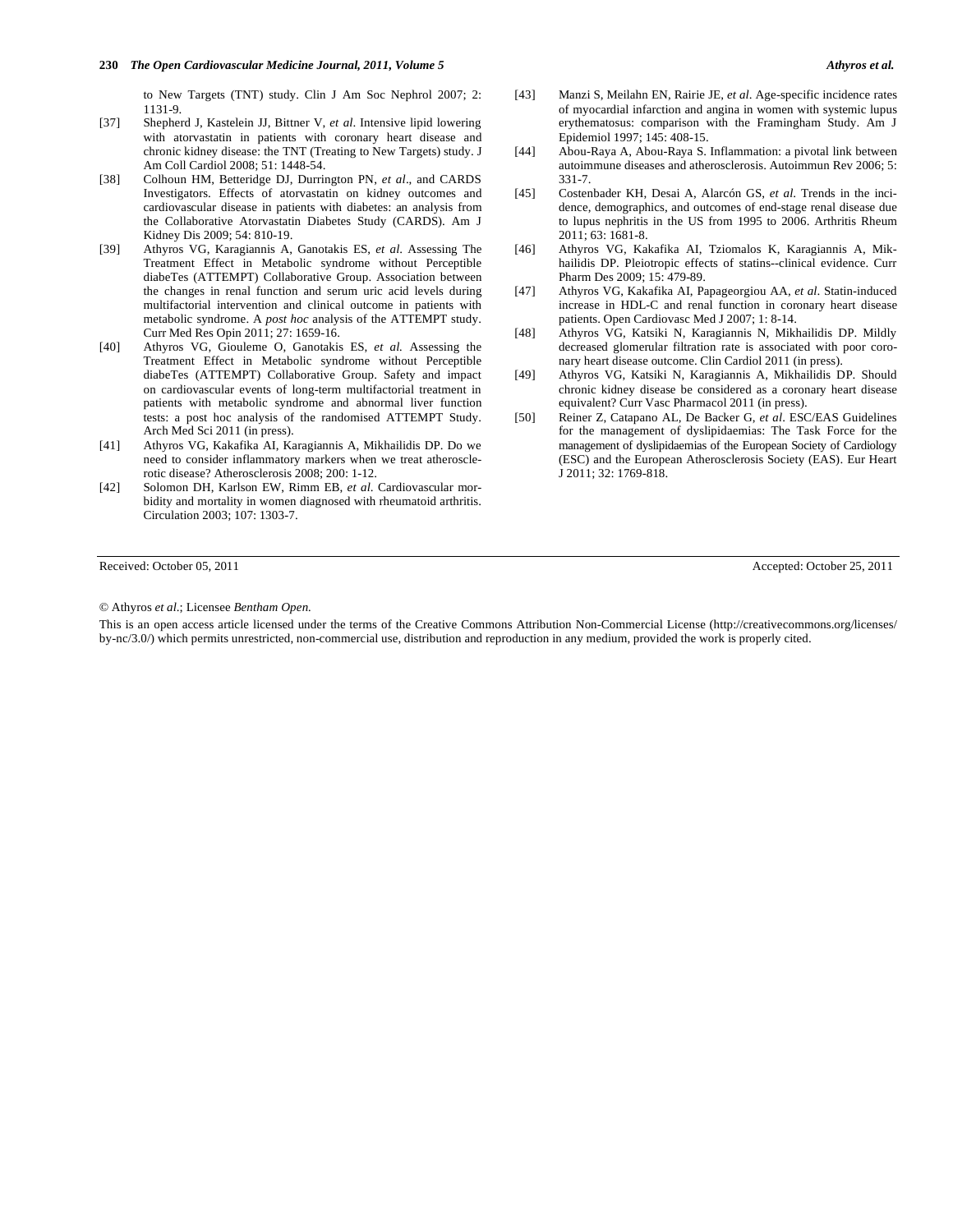to New Targets (TNT) study. Clin J Am Soc Nephrol 2007; 2: 1131-9.

[37] Shepherd J, Kastelein JJ, Bittner V, *et al*. Intensive lipid lowering with atorvastatin in patients with coronary heart disease and chronic kidney disease: the TNT (Treating to New Targets) study. J Am Coll Cardiol 2008; 51: 1448-54.

[38] Colhoun HM, Betteridge DJ, Durrington PN, *et al*., and CARDS Investigators. Effects of atorvastatin on kidney outcomes and cardiovascular disease in patients with diabetes: an analysis from the Collaborative Atorvastatin Diabetes Study (CARDS). Am J Kidney Dis 2009; 54: 810-19.

[39] Athyros VG, Karagiannis A, Ganotakis ES, *et al*. Assessing The Treatment Effect in Metabolic syndrome without Perceptible diabeTes (ATTEMPT) Collaborative Group. Association between the changes in renal function and serum uric acid levels during multifactorial intervention and clinical outcome in patients with metabolic syndrome. A *post hoc* analysis of the ATTEMPT study. Curr Med Res Opin 2011; 27: 1659-16.

[40] Athyros VG, Giouleme O, Ganotakis ES, *et al.* Assessing the Treatment Effect in Metabolic syndrome without Perceptible diabeTes (ATTEMPT) Collaborative Group. Safety and impact on cardiovascular events of long-term multifactorial treatment in patients with metabolic syndrome and abnormal liver function tests: a post hoc analysis of the randomised ATTEMPT Study. Arch Med Sci 2011 (in press).

[41] Athyros VG, Kakafika AI, Karagiannis A, Mikhailidis DP. Do we need to consider inflammatory markers when we treat atherosclerotic disease? Atherosclerosis 2008; 200: 1-12.

[42] Solomon DH, Karlson EW, Rimm EB, *et al.* Cardiovascular morbidity and mortality in women diagnosed with rheumatoid arthritis. Circulation 2003; 107: 1303-7.

[43] Manzi S, Meilahn EN, Rairie JE, *et al*. Age-specific incidence rates of myocardial infarction and angina in women with systemic lupus erythematosus: comparison with the Framingham Study. Am J Epidemiol 1997; 145: 408-15.

[44] Abou-Raya A, Abou-Raya S. Inflammation: a pivotal link between autoimmune diseases and atherosclerosis. Autoimmun Rev 2006; 5: 331-7.

[45] Costenbader KH, Desai A, Alarcón GS, *et al*. Trends in the incidence, demographics, and outcomes of end-stage renal disease due to lupus nephritis in the US from 1995 to 2006. Arthritis Rheum 2011; 63: 1681-8.

[46] Athyros VG, Kakafika AI, Tziomalos K, Karagiannis A, Mikhailidis DP. Pleiotropic effects of statins--clinical evidence. Curr Pharm Des 2009; 15: 479-89.

[47] Athyros VG, Kakafika AI, Papageorgiou AA, *et al*. Statin-induced increase in HDL-C and renal function in coronary heart disease patients. Open Cardiovasc Med J 2007; 1: 8-14.

[48] Athyros VG, Katsiki N, Karagiannis N, Mikhailidis DP. Mildly decreased glomerular filtration rate is associated with poor coronary heart disease outcome. Clin Cardiol 2011 (in press).

[49] Athyros VG, Katsiki N, Karagiannis A, Mikhailidis DP. Should chronic kidney disease be considered as a coronary heart disease equivalent? Curr Vasc Pharmacol 2011 (in press).

[50] Reiner Z, Catapano AL, De Backer G, *et al*. ESC/EAS Guidelines for the management of dyslipidaemias: The Task Force for the management of dyslipidaemias of the European Society of Cardiology (ESC) and the European Atherosclerosis Society (EAS). Eur Heart J 2011; 32: 1769-818.

Received: October 05, 2011 Accepted: October 25, 2011

© Athyros *et al*.; Licensee *Bentham Open.*

This is an open access article licensed under the terms of the Creative Commons Attribution Non-Commercial License (http://creativecommons.org/licenses/by-nc/3.0/) which permits unrestricted, non-commercial use, distribution and reproduction in any medium, provided the work is properly cited.